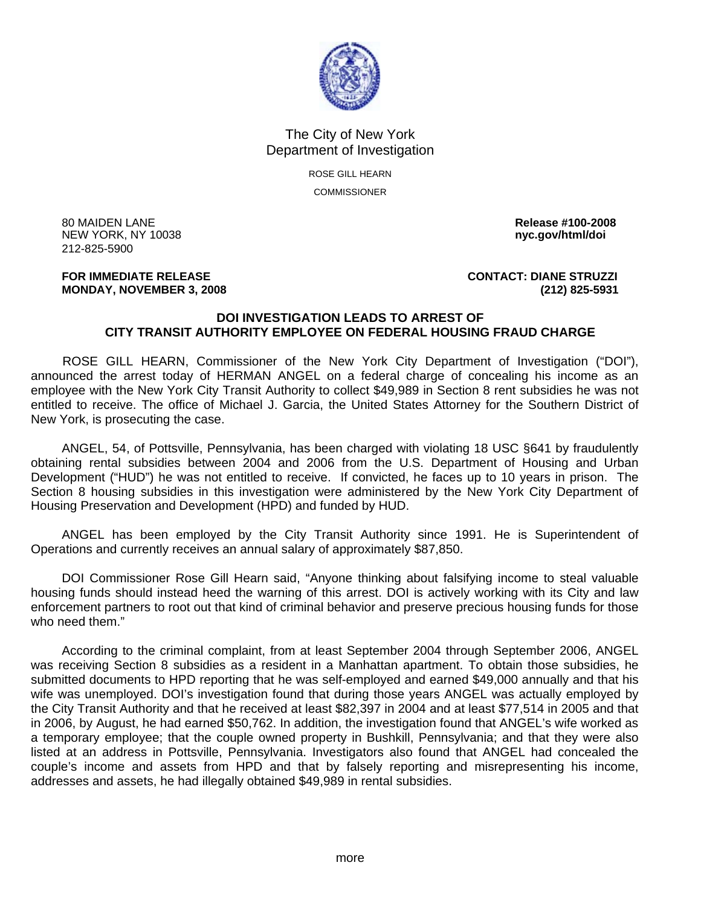The City of New York
Department of Investigation

ROSE GILL HEARN
COMMISSIONER

80 MAIDEN LANE
NEW YORK, NY 10038
212-825-5900

**Release #100-2008**
**nyc.gov/html/doi**

**FOR IMMEDIATE RELEASE**
**MONDAY, NOVEMBER 3, 2008**

**CONTACT: DIANE STRUZZI**
**(212) 825-5931**

## DOI INVESTIGATION LEADS TO ARREST OF CITY TRANSIT AUTHORITY EMPLOYEE ON FEDERAL HOUSING FRAUD CHARGE

ROSE GILL HEARN, Commissioner of the New York City Department of Investigation ("DOI"), announced the arrest today of HERMAN ANGEL on a federal charge of concealing his income as an employee with the New York City Transit Authority to collect $49,989 in Section 8 rent subsidies he was not entitled to receive. The office of Michael J. Garcia, the United States Attorney for the Southern District of New York, is prosecuting the case.

ANGEL, 54, of Pottsville, Pennsylvania, has been charged with violating 18 USC §641 by fraudulently obtaining rental subsidies between 2004 and 2006 from the U.S. Department of Housing and Urban Development ("HUD") he was not entitled to receive. If convicted, he faces up to 10 years in prison. The Section 8 housing subsidies in this investigation were administered by the New York City Department of Housing Preservation and Development (HPD) and funded by HUD.

ANGEL has been employed by the City Transit Authority since 1991. He is Superintendent of Operations and currently receives an annual salary of approximately $87,850.

DOI Commissioner Rose Gill Hearn said, "Anyone thinking about falsifying income to steal valuable housing funds should instead heed the warning of this arrest. DOI is actively working with its City and law enforcement partners to root out that kind of criminal behavior and preserve precious housing funds for those who need them."

According to the criminal complaint, from at least September 2004 through September 2006, ANGEL was receiving Section 8 subsidies as a resident in a Manhattan apartment. To obtain those subsidies, he submitted documents to HPD reporting that he was self-employed and earned $49,000 annually and that his wife was unemployed. DOI's investigation found that during those years ANGEL was actually employed by the City Transit Authority and that he received at least $82,397 in 2004 and at least $77,514 in 2005 and that in 2006, by August, he had earned $50,762. In addition, the investigation found that ANGEL's wife worked as a temporary employee; that the couple owned property in Bushkill, Pennsylvania; and that they were also listed at an address in Pottsville, Pennsylvania. Investigators also found that ANGEL had concealed the couple's income and assets from HPD and that by falsely reporting and misrepresenting his income, addresses and assets, he had illegally obtained $49,989 in rental subsidies.

more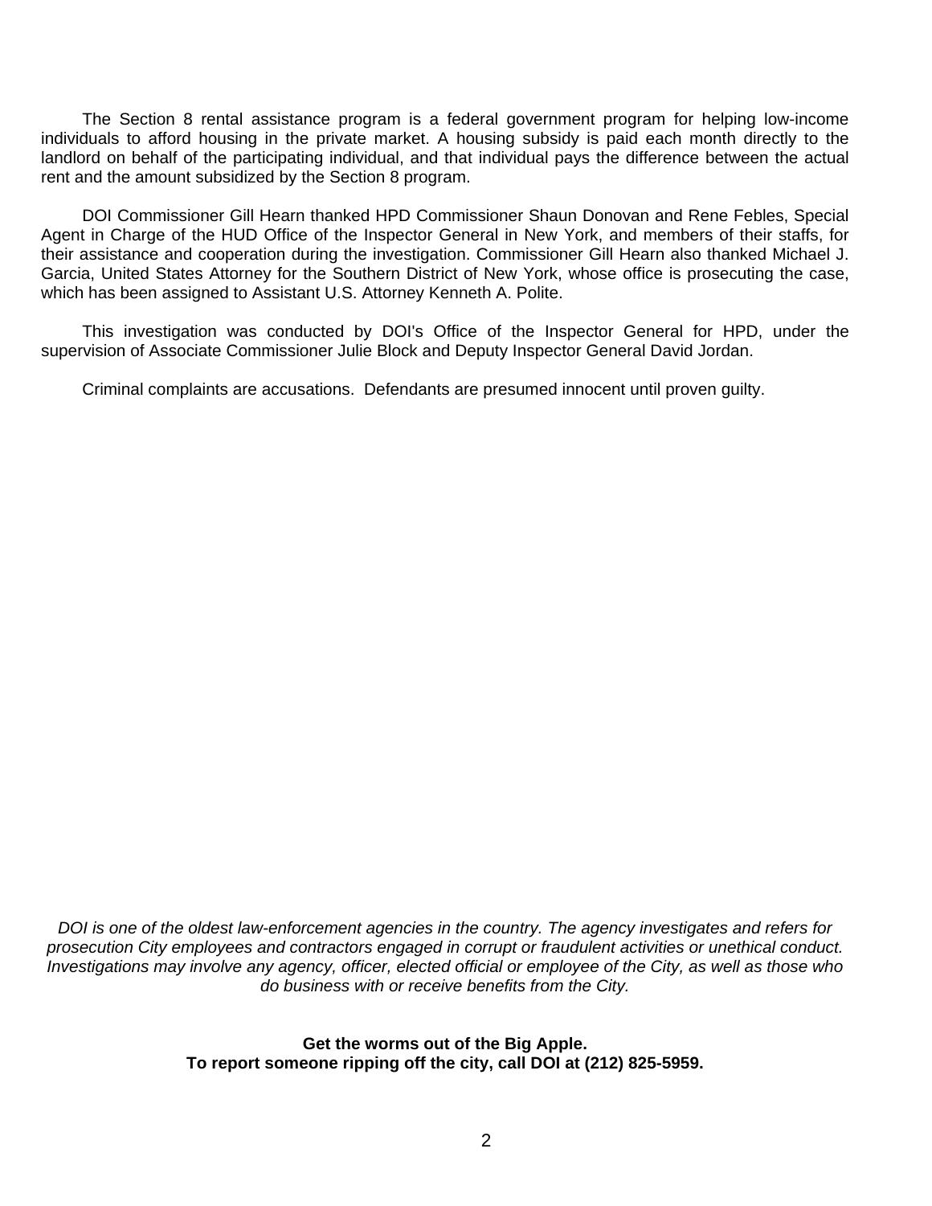The Section 8 rental assistance program is a federal government program for helping low-income individuals to afford housing in the private market. A housing subsidy is paid each month directly to the landlord on behalf of the participating individual, and that individual pays the difference between the actual rent and the amount subsidized by the Section 8 program.

DOI Commissioner Gill Hearn thanked HPD Commissioner Shaun Donovan and Rene Febles, Special Agent in Charge of the HUD Office of the Inspector General in New York, and members of their staffs, for their assistance and cooperation during the investigation. Commissioner Gill Hearn also thanked Michael J. Garcia, United States Attorney for the Southern District of New York, whose office is prosecuting the case, which has been assigned to Assistant U.S. Attorney Kenneth A. Polite.

This investigation was conducted by DOI's Office of the Inspector General for HPD, under the supervision of Associate Commissioner Julie Block and Deputy Inspector General David Jordan.

Criminal complaints are accusations. Defendants are presumed innocent until proven guilty.

*DOI is one of the oldest law-enforcement agencies in the country. The agency investigates and refers for prosecution City employees and contractors engaged in corrupt or fraudulent activities or unethical conduct. Investigations may involve any agency, officer, elected official or employee of the City, as well as those who do business with or receive benefits from the City.*

**Get the worms out of the Big Apple.**
**To report someone ripping off the city, call DOI at (212) 825-5959.**